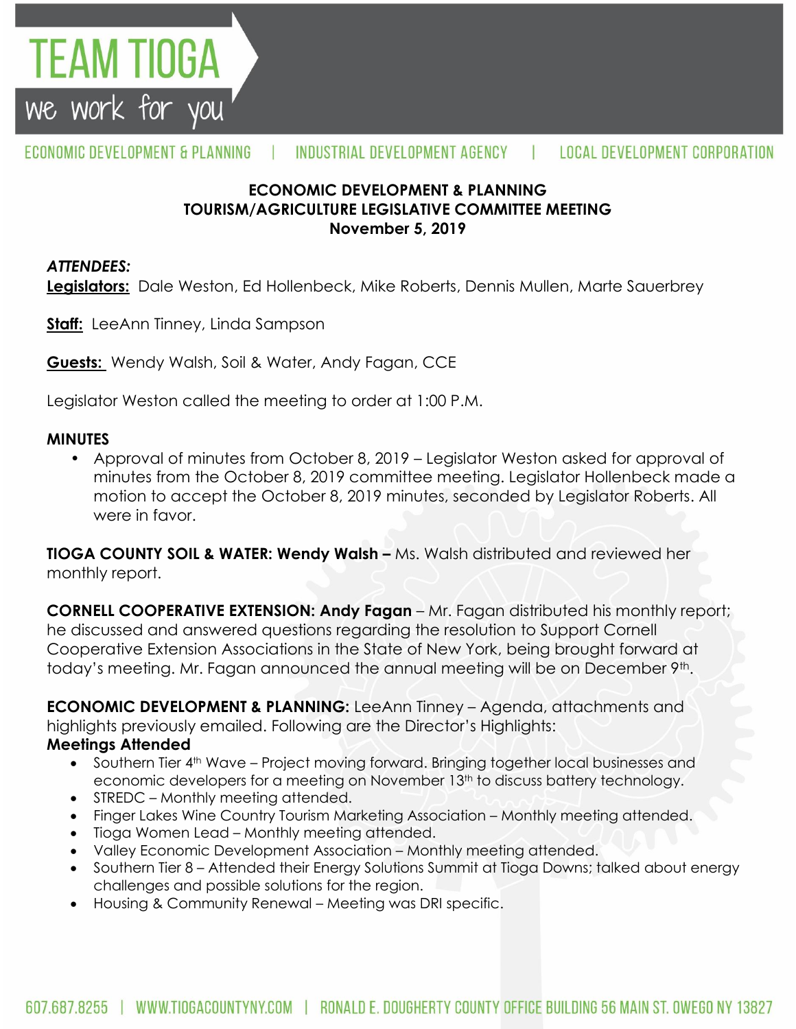# TEAM TIOGA

we work for you

ECONOMIC DEVELOPMENT & PLANNING | INDUSTRIAL DEVELOPMENT AGENCY | LOCAL DEVELOPMENT CORPORATION

## ECONOMIC DEVELOPMENT & PLANNING
## TOURISM/AGRICULTURE LEGISLATIVE COMMITTEE MEETING
## November 5, 2019

***ATTENDEES:***

**Legislators:** Dale Weston, Ed Hollenbeck, Mike Roberts, Dennis Mullen, Marte Sauerbrey

**Staff:** LeeAnn Tinney, Linda Sampson

**Guests:** Wendy Walsh, Soil & Water, Andy Fagan, CCE

Legislator Weston called the meeting to order at 1:00 P.M.

**MINUTES**

- Approval of minutes from October 8, 2019 – Legislator Weston asked for approval of minutes from the October 8, 2019 committee meeting. Legislator Hollenbeck made a motion to accept the October 8, 2019 minutes, seconded by Legislator Roberts. All were in favor.

**TIOGA COUNTY SOIL & WATER: Wendy Walsh –** Ms. Walsh distributed and reviewed her monthly report.

**CORNELL COOPERATIVE EXTENSION: Andy Fagan** – Mr. Fagan distributed his monthly report; he discussed and answered questions regarding the resolution to Support Cornell Cooperative Extension Associations in the State of New York, being brought forward at today's meeting. Mr. Fagan announced the annual meeting will be on December 9th.

**ECONOMIC DEVELOPMENT & PLANNING:** LeeAnn Tinney – Agenda, attachments and highlights previously emailed. Following are the Director's Highlights:

**Meetings Attended**

- Southern Tier 4th Wave – Project moving forward. Bringing together local businesses and economic developers for a meeting on November 13th to discuss battery technology.
- STREDC – Monthly meeting attended.
- Finger Lakes Wine Country Tourism Marketing Association – Monthly meeting attended.
- Tioga Women Lead – Monthly meeting attended.
- Valley Economic Development Association – Monthly meeting attended.
- Southern Tier 8 – Attended their Energy Solutions Summit at Tioga Downs; talked about energy challenges and possible solutions for the region.
- Housing & Community Renewal – Meeting was DRI specific.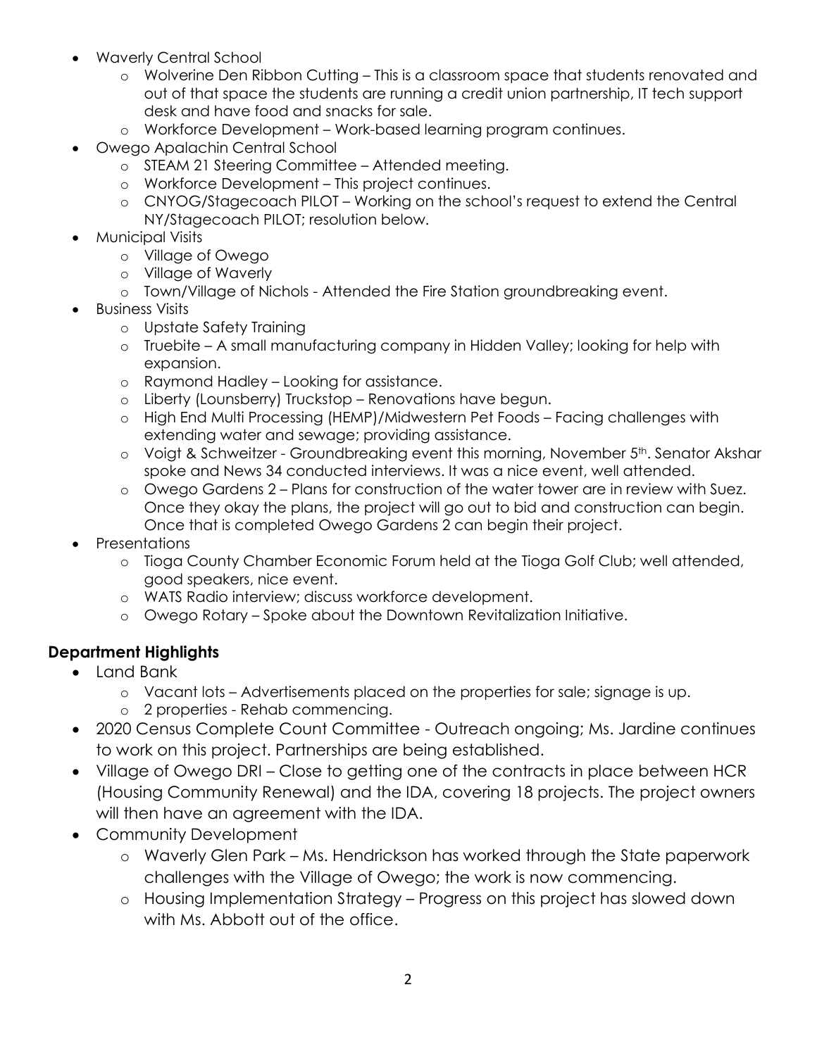- Waverly Central School
  - Wolverine Den Ribbon Cutting – This is a classroom space that students renovated and out of that space the students are running a credit union partnership, IT tech support desk and have food and snacks for sale.
  - Workforce Development – Work-based learning program continues.
- Owego Apalachin Central School
  - STEAM 21 Steering Committee – Attended meeting.
  - Workforce Development – This project continues.
  - CNYOG/Stagecoach PILOT – Working on the school's request to extend the Central NY/Stagecoach PILOT; resolution below.
- Municipal Visits
  - Village of Owego
  - Village of Waverly
  - Town/Village of Nichols - Attended the Fire Station groundbreaking event.
- Business Visits
  - Upstate Safety Training
  - Truebite – A small manufacturing company in Hidden Valley; looking for help with expansion.
  - Raymond Hadley – Looking for assistance.
  - Liberty (Lounsberry) Truckstop – Renovations have begun.
  - High End Multi Processing (HEMP)/Midwestern Pet Foods – Facing challenges with extending water and sewage; providing assistance.
  - Voigt & Schweitzer - Groundbreaking event this morning, November 5th. Senator Akshar spoke and News 34 conducted interviews. It was a nice event, well attended.
  - Owego Gardens 2 – Plans for construction of the water tower are in review with Suez. Once they okay the plans, the project will go out to bid and construction can begin. Once that is completed Owego Gardens 2 can begin their project.
- Presentations
  - Tioga County Chamber Economic Forum held at the Tioga Golf Club; well attended, good speakers, nice event.
  - WATS Radio interview; discuss workforce development.
  - Owego Rotary – Spoke about the Downtown Revitalization Initiative.

**Department Highlights**

- Land Bank
  - Vacant lots – Advertisements placed on the properties for sale; signage is up.
  - 2 properties - Rehab commencing.
- 2020 Census Complete Count Committee - Outreach ongoing; Ms. Jardine continues to work on this project. Partnerships are being established.
- Village of Owego DRI – Close to getting one of the contracts in place between HCR (Housing Community Renewal) and the IDA, covering 18 projects. The project owners will then have an agreement with the IDA.
- Community Development
  - Waverly Glen Park – Ms. Hendrickson has worked through the State paperwork challenges with the Village of Owego; the work is now commencing.
  - Housing Implementation Strategy – Progress on this project has slowed down with Ms. Abbott out of the office.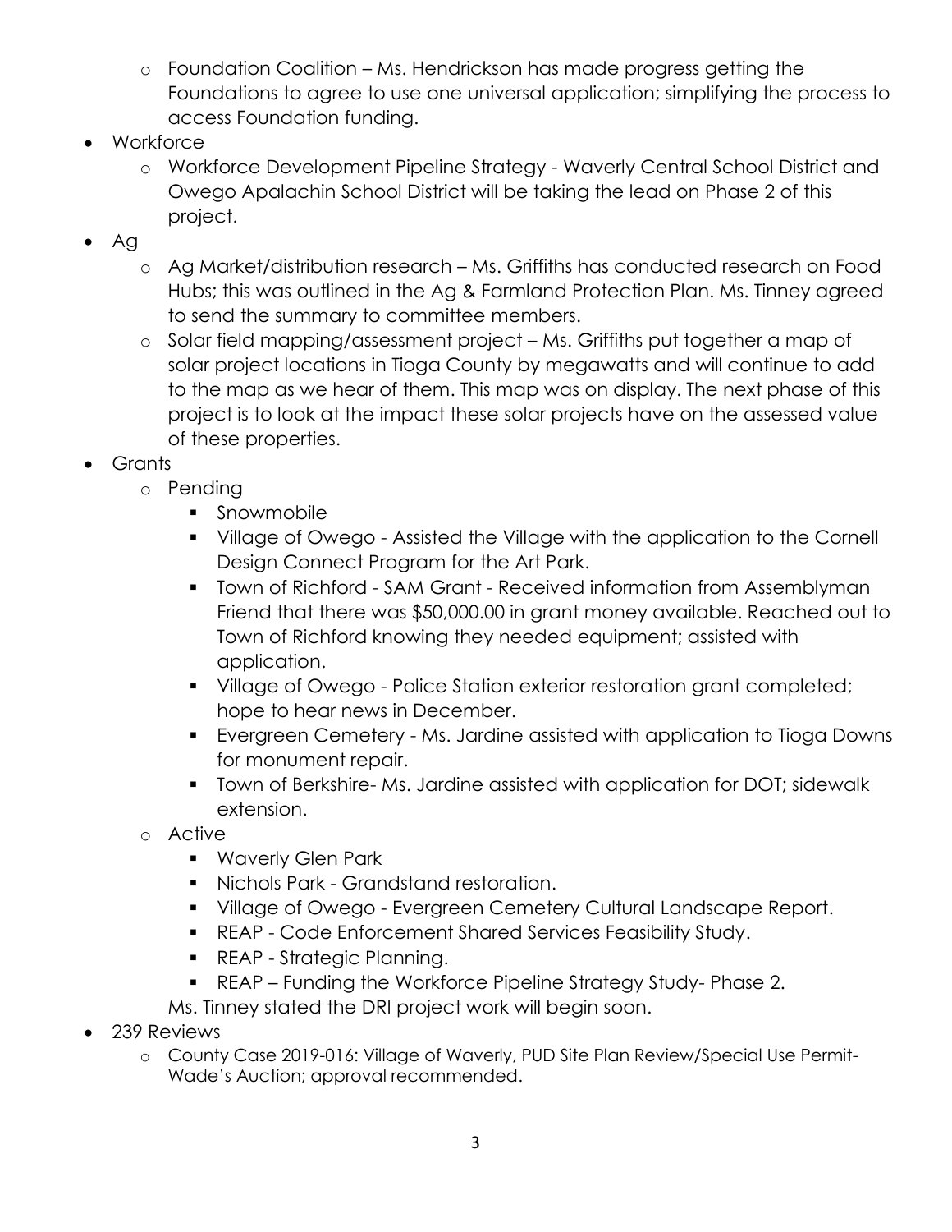- Foundation Coalition – Ms. Hendrickson has made progress getting the Foundations to agree to use one universal application; simplifying the process to access Foundation funding.
- Workforce
    - Workforce Development Pipeline Strategy - Waverly Central School District and Owego Apalachin School District will be taking the lead on Phase 2 of this project.
- Ag
    - Ag Market/distribution research – Ms. Griffiths has conducted research on Food Hubs; this was outlined in the Ag & Farmland Protection Plan. Ms. Tinney agreed to send the summary to committee members.
    - Solar field mapping/assessment project – Ms. Griffiths put together a map of solar project locations in Tioga County by megawatts and will continue to add to the map as we hear of them. This map was on display. The next phase of this project is to look at the impact these solar projects have on the assessed value of these properties.
- Grants
    - Pending
        - Snowmobile
        - Village of Owego - Assisted the Village with the application to the Cornell Design Connect Program for the Art Park.
        - Town of Richford - SAM Grant - Received information from Assemblyman Friend that there was $50,000.00 in grant money available. Reached out to Town of Richford knowing they needed equipment; assisted with application.
        - Village of Owego - Police Station exterior restoration grant completed; hope to hear news in December.
        - Evergreen Cemetery - Ms. Jardine assisted with application to Tioga Downs for monument repair.
        - Town of Berkshire- Ms. Jardine assisted with application for DOT; sidewalk extension.
    - Active
        - Waverly Glen Park
        - Nichols Park - Grandstand restoration.
        - Village of Owego - Evergreen Cemetery Cultural Landscape Report.
        - REAP - Code Enforcement Shared Services Feasibility Study.
        - REAP - Strategic Planning.
        - REAP – Funding the Workforce Pipeline Strategy Study- Phase 2.

      Ms. Tinney stated the DRI project work will begin soon.
- 239 Reviews
    - County Case 2019-016: Village of Waverly, PUD Site Plan Review/Special Use Permit- Wade's Auction; approval recommended.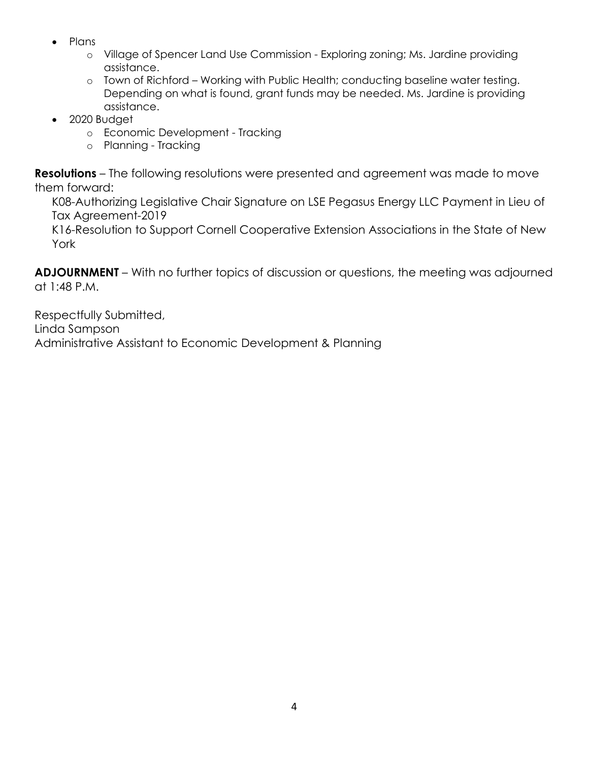- Plans
  - Village of Spencer Land Use Commission - Exploring zoning; Ms. Jardine providing assistance.
  - Town of Richford – Working with Public Health; conducting baseline water testing. Depending on what is found, grant funds may be needed. Ms. Jardine is providing assistance.
- 2020 Budget
  - Economic Development - Tracking
  - Planning - Tracking

**Resolutions** – The following resolutions were presented and agreement was made to move them forward:

K08-Authorizing Legislative Chair Signature on LSE Pegasus Energy LLC Payment in Lieu of Tax Agreement-2019

K16-Resolution to Support Cornell Cooperative Extension Associations in the State of New York

**ADJOURNMENT** – With no further topics of discussion or questions, the meeting was adjourned at 1:48 P.M.

Respectfully Submitted,
Linda Sampson
Administrative Assistant to Economic Development & Planning